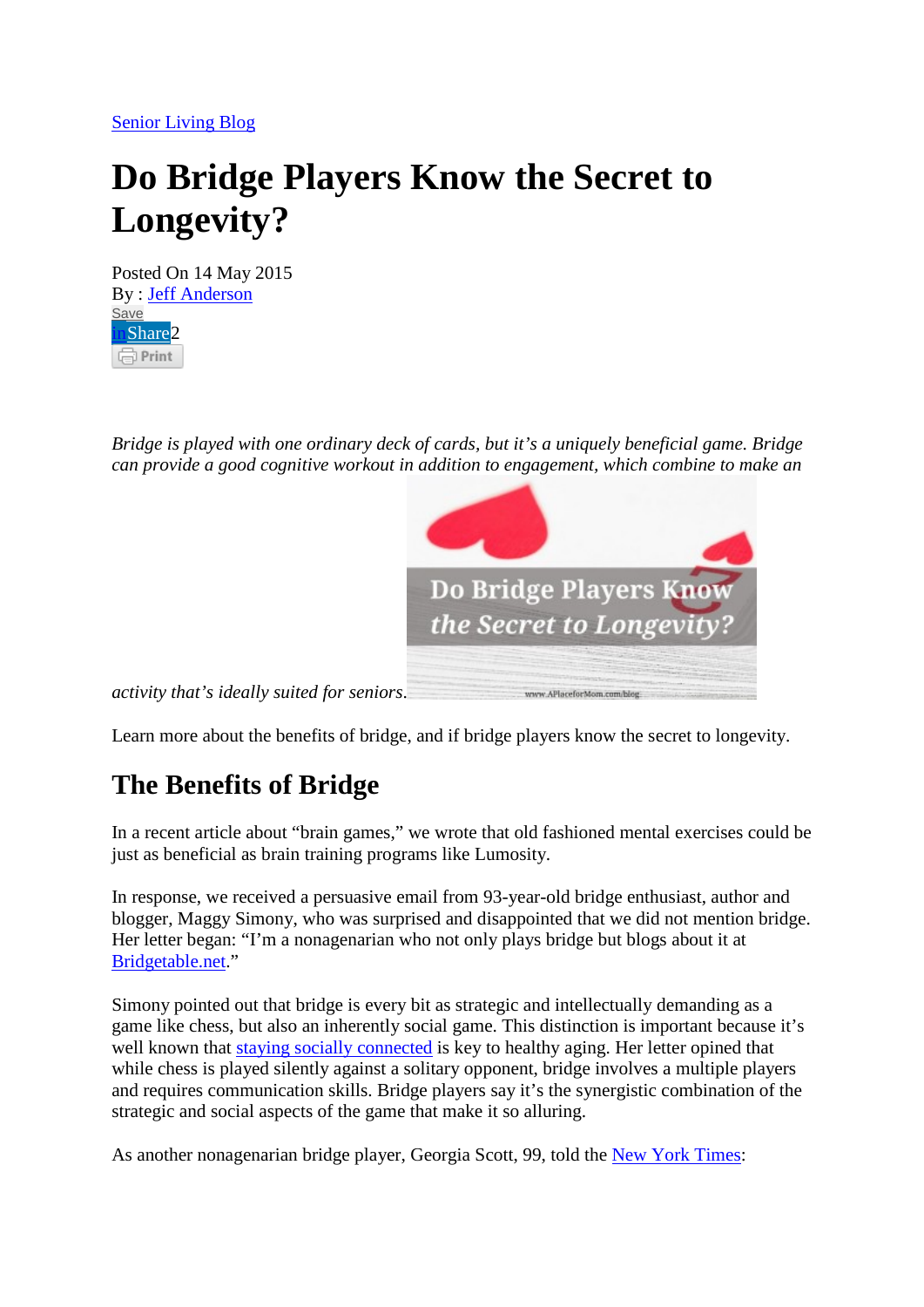[Senior Living Blog]

# Do Bridge Players Know the Secret to Longevity?

Posted On 14 May 2015
By : [Jeff Anderson]
Save
in Share 2
Print

*Bridge is played with one ordinary deck of cards, but it's a uniquely beneficial game. Bridge can provide a good cognitive workout in addition to engagement, which combine to make an activity that's ideally suited for seniors.*

Learn more about the benefits of bridge, and if bridge players know the secret to longevity.

## The Benefits of Bridge

In a recent article about "brain games," we wrote that old fashioned mental exercises could be just as beneficial as brain training programs like Lumosity.

In response, we received a persuasive email from 93-year-old bridge enthusiast, author and blogger, Maggy Simony, who was surprised and disappointed that we did not mention bridge. Her letter began: "I'm a nonagenarian who not only plays bridge but blogs about it at [Bridgetable.net]."

Simony pointed out that bridge is every bit as strategic and intellectually demanding as a game like chess, but also an inherently social game. This distinction is important because it's well known that [staying socially connected] is key to healthy aging. Her letter opined that while chess is played silently against a solitary opponent, bridge involves a multiple players and requires communication skills. Bridge players say it's the synergistic combination of the strategic and social aspects of the game that make it so alluring.

As another nonagenarian bridge player, Georgia Scott, 99, told the [New York Times]: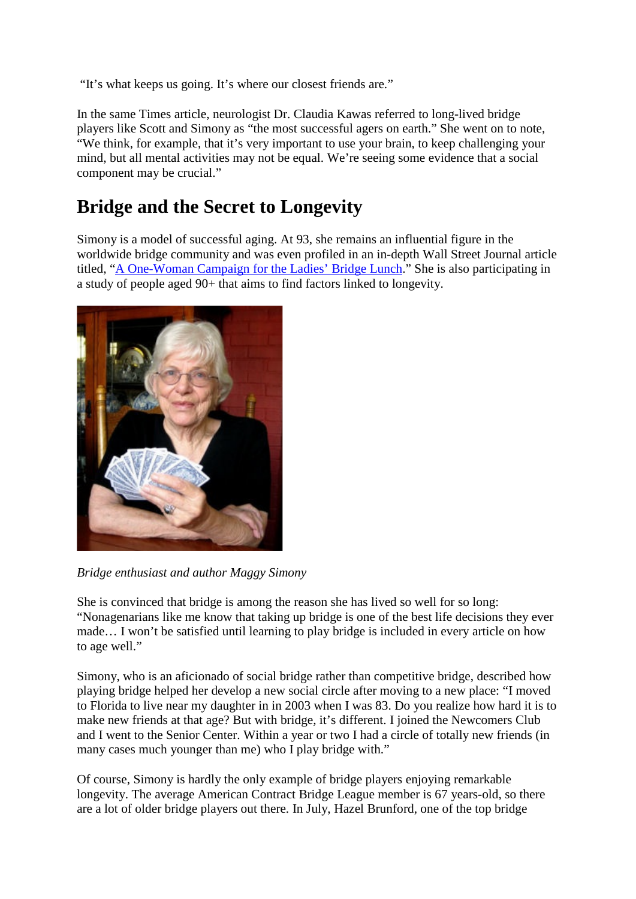"It's what keeps us going. It's where our closest friends are."

In the same Times article, neurologist Dr. Claudia Kawas referred to long-lived bridge players like Scott and Simony as "the most successful agers on earth." She went on to note, "We think, for example, that it's very important to use your brain, to keep challenging your mind, but all mental activities may not be equal. We're seeing some evidence that a social component may be crucial."

## Bridge and the Secret to Longevity

Simony is a model of successful aging. At 93, she remains an influential figure in the worldwide bridge community and was even profiled in an in-depth Wall Street Journal article titled, "A One-Woman Campaign for the Ladies' Bridge Lunch." She is also participating in a study of people aged 90+ that aims to find factors linked to longevity.

*Bridge enthusiast and author Maggy Simony*

She is convinced that bridge is among the reason she has lived so well for so long: "Nonagenarians like me know that taking up bridge is one of the best life decisions they ever made… I won't be satisfied until learning to play bridge is included in every article on how to age well."

Simony, who is an aficionado of social bridge rather than competitive bridge, described how playing bridge helped her develop a new social circle after moving to a new place: "I moved to Florida to live near my daughter in in 2003 when I was 83. Do you realize how hard it is to make new friends at that age? But with bridge, it's different. I joined the Newcomers Club and I went to the Senior Center. Within a year or two I had a circle of totally new friends (in many cases much younger than me) who I play bridge with."

Of course, Simony is hardly the only example of bridge players enjoying remarkable longevity. The average American Contract Bridge League member is 67 years-old, so there are a lot of older bridge players out there. In July, Hazel Brunford, one of the top bridge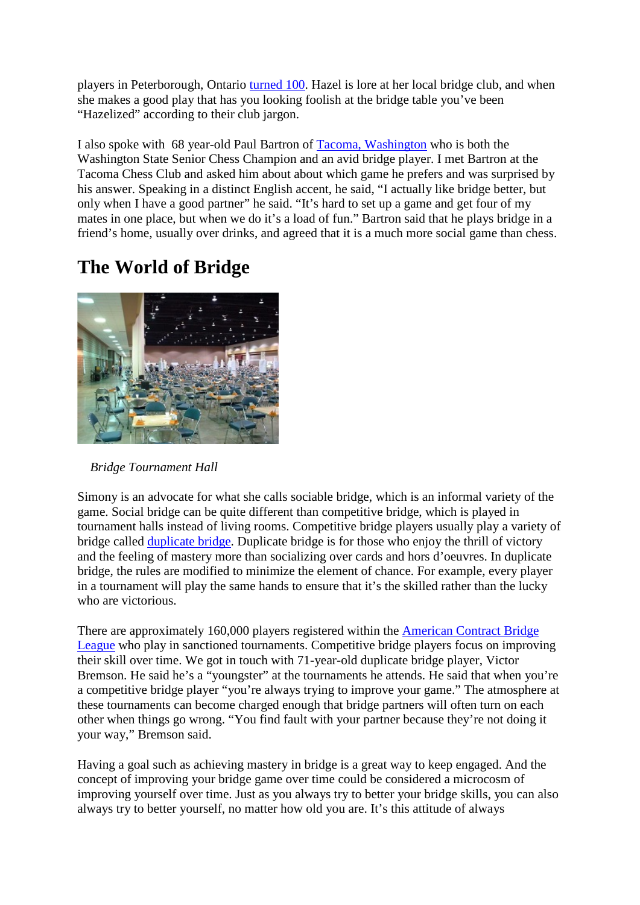players in Peterborough, Ontario turned 100. Hazel is lore at her local bridge club, and when she makes a good play that has you looking foolish at the bridge table you've been "Hazelized" according to their club jargon.

I also spoke with  68 year-old Paul Bartron of Tacoma, Washington who is both the Washington State Senior Chess Champion and an avid bridge player. I met Bartron at the Tacoma Chess Club and asked him about about which game he prefers and was surprised by his answer. Speaking in a distinct English accent, he said, "I actually like bridge better, but only when I have a good partner" he said. "It's hard to set up a game and get four of my mates in one place, but when we do it's a load of fun." Bartron said that he plays bridge in a friend's home, usually over drinks, and agreed that it is a much more social game than chess.

## The World of Bridge

*Bridge Tournament Hall*

Simony is an advocate for what she calls sociable bridge, which is an informal variety of the game. Social bridge can be quite different than competitive bridge, which is played in tournament halls instead of living rooms. Competitive bridge players usually play a variety of bridge called duplicate bridge. Duplicate bridge is for those who enjoy the thrill of victory and the feeling of mastery more than socializing over cards and hors d'oeuvres. In duplicate bridge, the rules are modified to minimize the element of chance. For example, every player in a tournament will play the same hands to ensure that it's the skilled rather than the lucky who are victorious.

There are approximately 160,000 players registered within the American Contract Bridge League who play in sanctioned tournaments. Competitive bridge players focus on improving their skill over time. We got in touch with 71-year-old duplicate bridge player, Victor Bremson. He said he's a "youngster" at the tournaments he attends. He said that when you're a competitive bridge player "you're always trying to improve your game." The atmosphere at these tournaments can become charged enough that bridge partners will often turn on each other when things go wrong. "You find fault with your partner because they're not doing it your way," Bremson said.

Having a goal such as achieving mastery in bridge is a great way to keep engaged. And the concept of improving your bridge game over time could be considered a microcosm of improving yourself over time. Just as you always try to better your bridge skills, you can also always try to better yourself, no matter how old you are. It's this attitude of always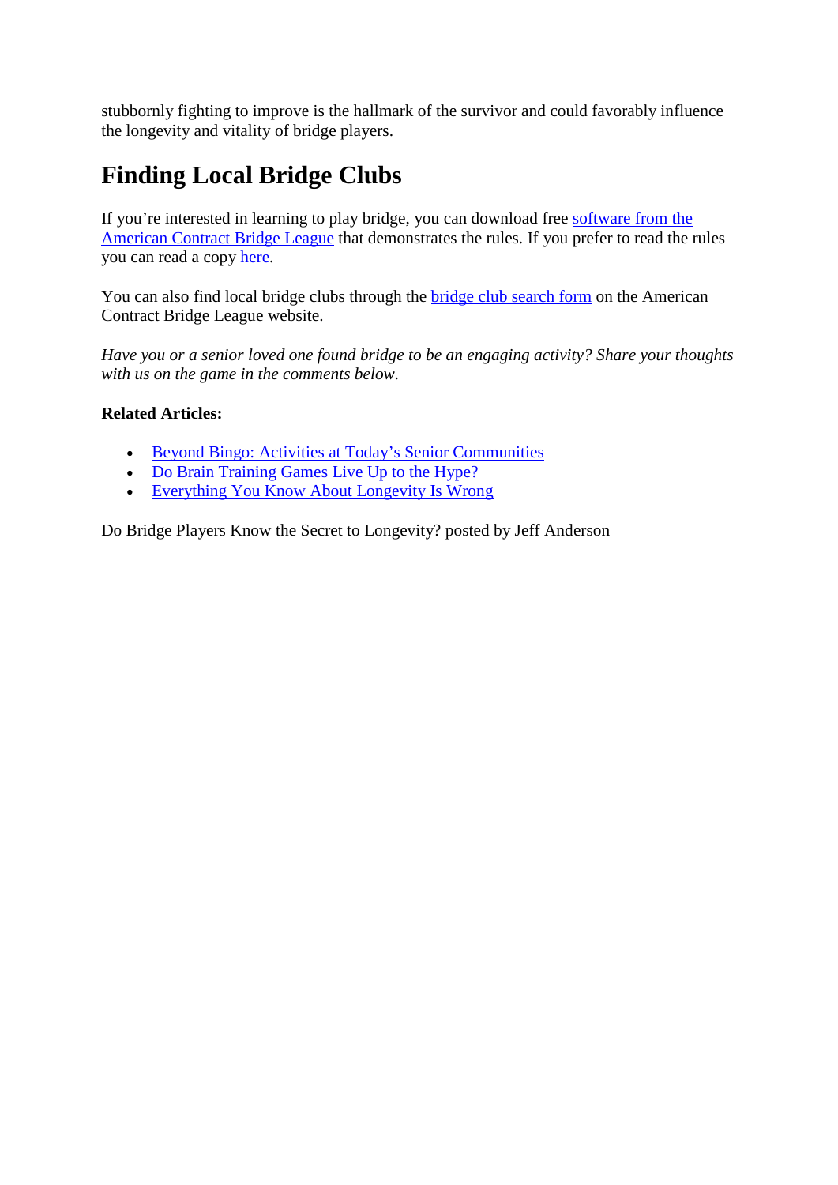stubbornly fighting to improve is the hallmark of the survivor and could favorably influence the longevity and vitality of bridge players.

## Finding Local Bridge Clubs

If you're interested in learning to play bridge, you can download free software from the American Contract Bridge League that demonstrates the rules. If you prefer to read the rules you can read a copy here.

You can also find local bridge clubs through the bridge club search form on the American Contract Bridge League website.

*Have you or a senior loved one found bridge to be an engaging activity? Share your thoughts with us on the game in the comments below.*

**Related Articles:**

- Beyond Bingo: Activities at Today's Senior Communities
- Do Brain Training Games Live Up to the Hype?
- Everything You Know About Longevity Is Wrong

Do Bridge Players Know the Secret to Longevity? posted by Jeff Anderson